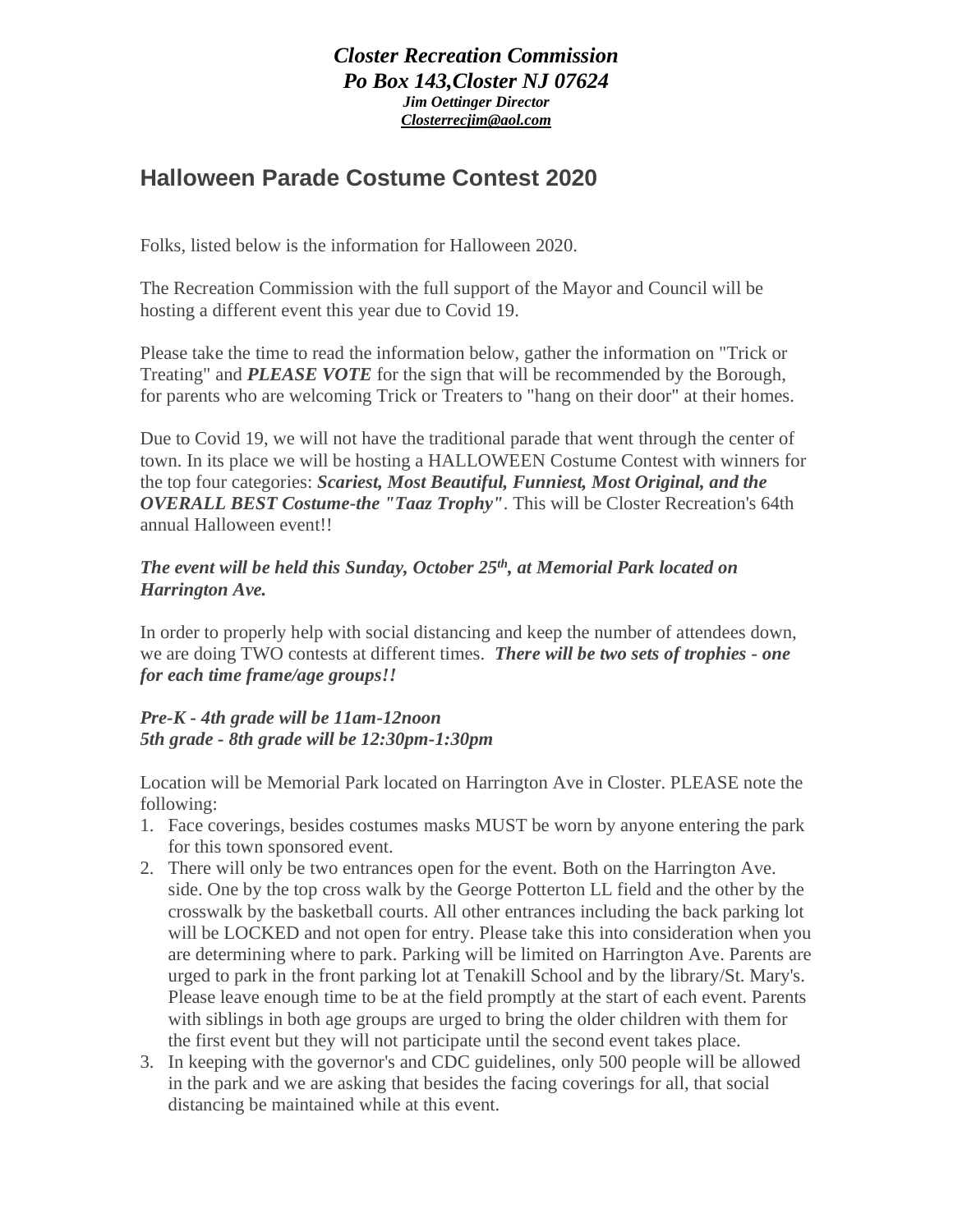***Closter Recreation Commission***
***Po Box 143,Closter NJ 07624***
***Jim Oettinger Director***
***Closterrecjim@aol.com***

# Halloween Parade Costume Contest 2020

Folks, listed below is the information for Halloween 2020.

The Recreation Commission with the full support of the Mayor and Council will be hosting a different event this year due to Covid 19.

Please take the time to read the information below, gather the information on "Trick or Treating" and ***PLEASE VOTE*** for the sign that will be recommended by the Borough, for parents who are welcoming Trick or Treaters to "hang on their door" at their homes.

Due to Covid 19, we will not have the traditional parade that went through the center of town. In its place we will be hosting a HALLOWEEN Costume Contest with winners for the top four categories: ***Scariest, Most Beautiful, Funniest, Most Original, and the OVERALL BEST Costume-the "Taaz Trophy"***. This will be Closter Recreation's 64th annual Halloween event!!

***The event will be held this Sunday, October 25th, at Memorial Park located on Harrington Ave.***

In order to properly help with social distancing and keep the number of attendees down, we are doing TWO contests at different times. ***There will be two sets of trophies - one for each time frame/age groups!!***

***Pre-K - 4th grade will be 11am-12noon***
***5th grade - 8th grade will be 12:30pm-1:30pm***

Location will be Memorial Park located on Harrington Ave in Closter. PLEASE note the following:

1. Face coverings, besides costumes masks MUST be worn by anyone entering the park for this town sponsored event.
2. There will only be two entrances open for the event. Both on the Harrington Ave. side. One by the top cross walk by the George Potterton LL field and the other by the crosswalk by the basketball courts. All other entrances including the back parking lot will be LOCKED and not open for entry. Please take this into consideration when you are determining where to park. Parking will be limited on Harrington Ave. Parents are urged to park in the front parking lot at Tenakill School and by the library/St. Mary's. Please leave enough time to be at the field promptly at the start of each event. Parents with siblings in both age groups are urged to bring the older children with them for the first event but they will not participate until the second event takes place.
3. In keeping with the governor's and CDC guidelines, only 500 people will be allowed in the park and we are asking that besides the facing coverings for all, that social distancing be maintained while at this event.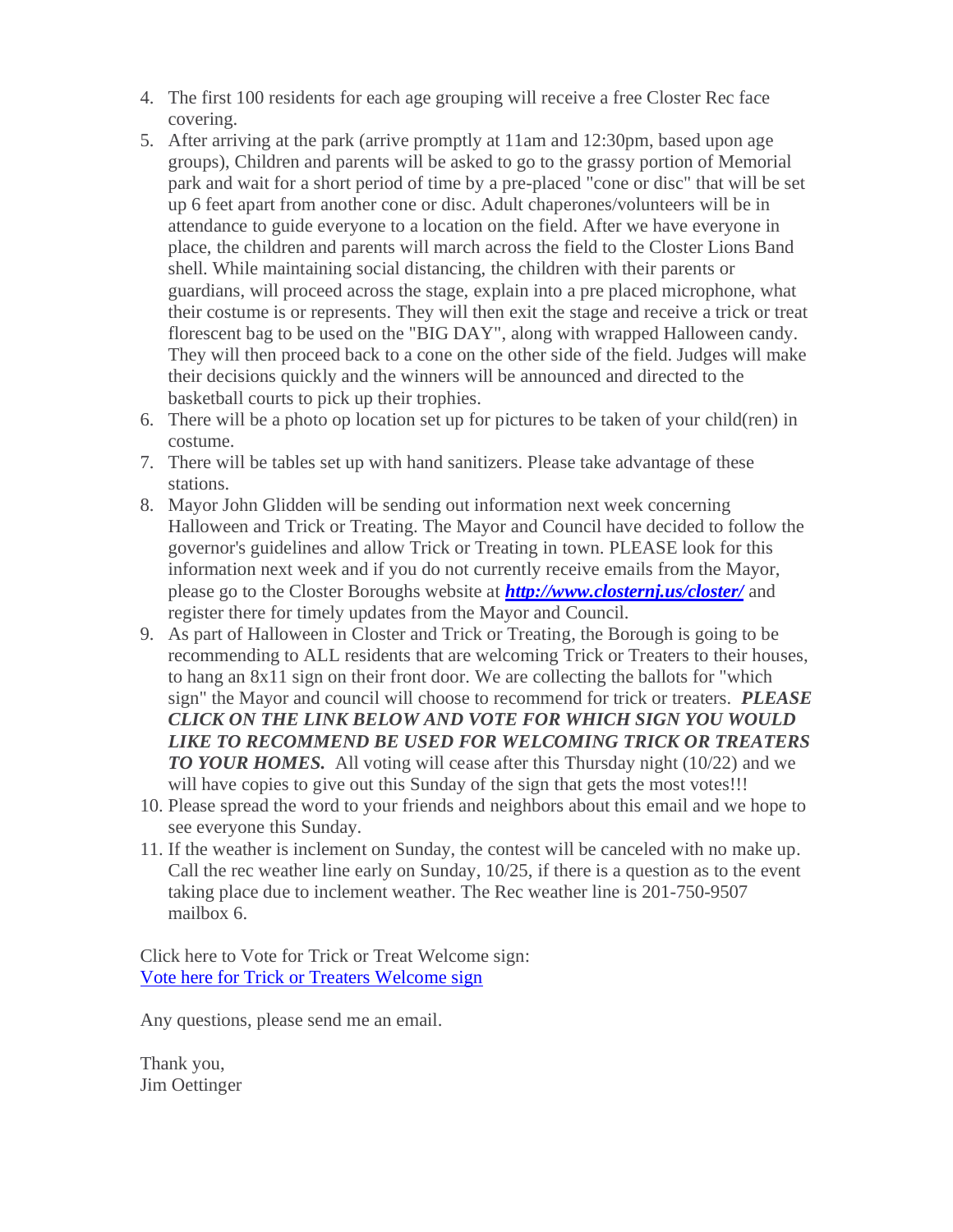4. The first 100 residents for each age grouping will receive a free Closter Rec face covering.
5. After arriving at the park (arrive promptly at 11am and 12:30pm, based upon age groups), Children and parents will be asked to go to the grassy portion of Memorial park and wait for a short period of time by a pre-placed "cone or disc" that will be set up 6 feet apart from another cone or disc. Adult chaperones/volunteers will be in attendance to guide everyone to a location on the field. After we have everyone in place, the children and parents will march across the field to the Closter Lions Band shell. While maintaining social distancing, the children with their parents or guardians, will proceed across the stage, explain into a pre placed microphone, what their costume is or represents. They will then exit the stage and receive a trick or treat florescent bag to be used on the "BIG DAY", along with wrapped Halloween candy. They will then proceed back to a cone on the other side of the field. Judges will make their decisions quickly and the winners will be announced and directed to the basketball courts to pick up their trophies.
6. There will be a photo op location set up for pictures to be taken of your child(ren) in costume.
7. There will be tables set up with hand sanitizers. Please take advantage of these stations.
8. Mayor John Glidden will be sending out information next week concerning Halloween and Trick or Treating. The Mayor and Council have decided to follow the governor's guidelines and allow Trick or Treating in town. PLEASE look for this information next week and if you do not currently receive emails from the Mayor, please go to the Closter Boroughs website at ***[http://www.closternj.us/closter/](http://www.closternj.us/closter/)*** and register there for timely updates from the Mayor and Council.
9. As part of Halloween in Closter and Trick or Treating, the Borough is going to be recommending to ALL residents that are welcoming Trick or Treaters to their houses, to hang an 8x11 sign on their front door. We are collecting the ballots for "which sign" the Mayor and council will choose to recommend for trick or treaters. ***PLEASE CLICK ON THE LINK BELOW AND VOTE FOR WHICH SIGN YOU WOULD LIKE TO RECOMMEND BE USED FOR WELCOMING TRICK OR TREATERS TO YOUR HOMES.*** All voting will cease after this Thursday night (10/22) and we will have copies to give out this Sunday of the sign that gets the most votes!!!
10. Please spread the word to your friends and neighbors about this email and we hope to see everyone this Sunday.
11. If the weather is inclement on Sunday, the contest will be canceled with no make up. Call the rec weather line early on Sunday, 10/25, if there is a question as to the event taking place due to inclement weather. The Rec weather line is 201-750-9507 mailbox 6.

Click here to Vote for Trick or Treat Welcome sign:
Vote here for Trick or Treaters Welcome sign

Any questions, please send me an email.

Thank you,
Jim Oettinger